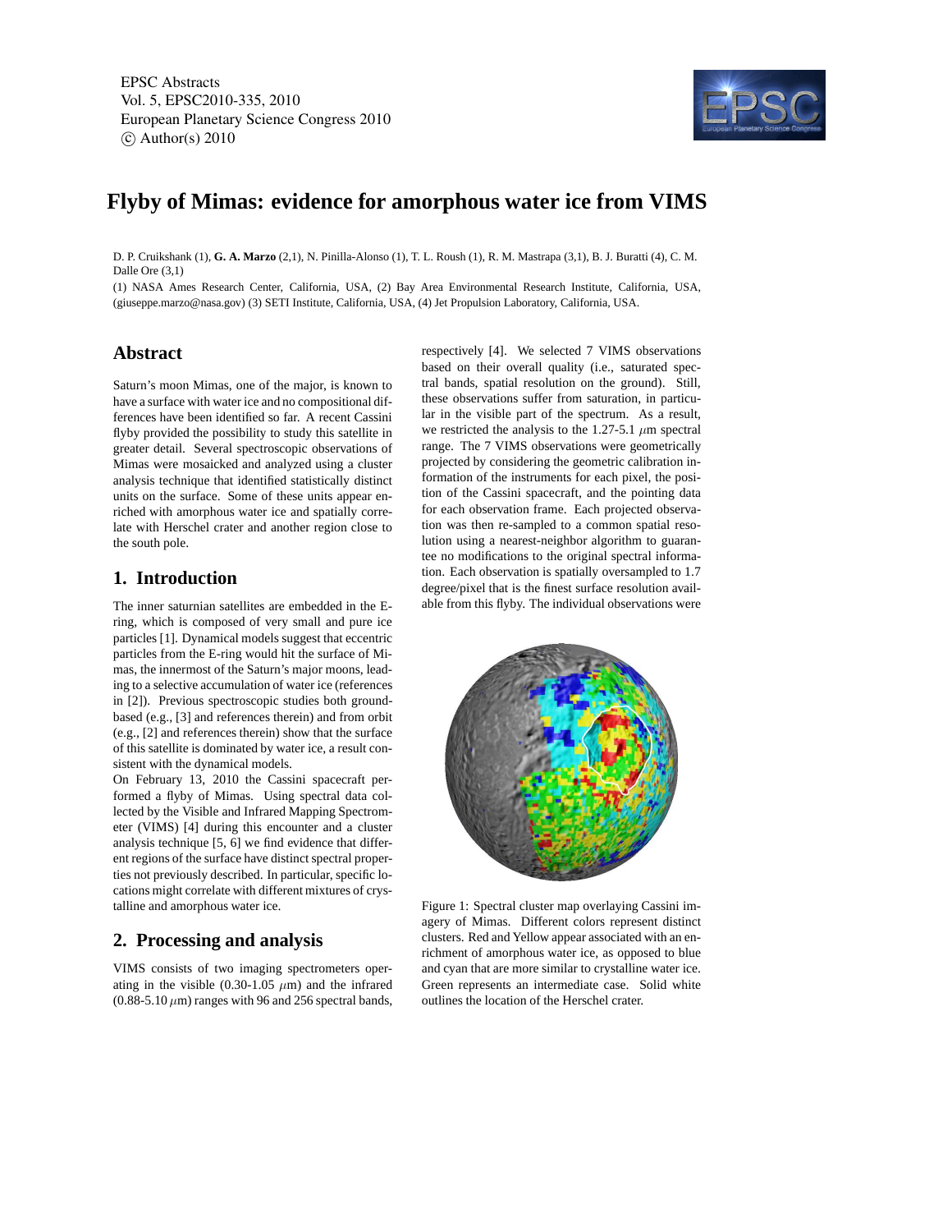# Flyby of Mimas: evidence for amorphous water ice from VIMS

D. P. Cruikshank (1), **G. A. Marzo** (2,1), N. Pinilla-Alonso (1), T. L. Roush (1), R. M. Mastrapa (3,1), B. J. Buratti (4), C. M. Dalle Ore (3,1)

(1) NASA Ames Research Center, California, USA, (2) Bay Area Environmental Research Institute, California, USA, (giuseppe.marzo@nasa.gov) (3) SETI Institute, California, USA, (4) Jet Propulsion Laboratory, California, USA.

## Abstract

Saturn's moon Mimas, one of the major, is known to have a surface with water ice and no compositional differences have been identified so far. A recent Cassini flyby provided the possibility to study this satellite in greater detail. Several spectroscopic observations of Mimas were mosaicked and analyzed using a cluster analysis technique that identified statistically distinct units on the surface. Some of these units appear enriched with amorphous water ice and spatially correlate with Herschel crater and another region close to the south pole.

## 1. Introduction

The inner saturnian satellites are embedded in the E-ring, which is composed of very small and pure ice particles [1]. Dynamical models suggest that eccentric particles from the E-ring would hit the surface of Mimas, the innermost of the Saturn's major moons, leading to a selective accumulation of water ice (references in [2]). Previous spectroscopic studies both ground-based (e.g., [3] and references therein) and from orbit (e.g., [2] and references therein) show that the surface of this satellite is dominated by water ice, a result consistent with the dynamical models.

On February 13, 2010 the Cassini spacecraft performed a flyby of Mimas. Using spectral data collected by the Visible and Infrared Mapping Spectrometer (VIMS) [4] during this encounter and a cluster analysis technique [5, 6] we find evidence that different regions of the surface have distinct spectral properties not previously described. In particular, specific locations might correlate with different mixtures of crystalline and amorphous water ice.

## 2. Processing and analysis

VIMS consists of two imaging spectrometers operating in the visible (0.30-1.05 $\mu$m) and the infrared (0.88-5.10 $\mu$m) ranges with 96 and 256 spectral bands, respectively [4]. We selected 7 VIMS observations based on their overall quality (i.e., saturated spectral bands, spatial resolution on the ground). Still, these observations suffer from saturation, in particular in the visible part of the spectrum. As a result, we restricted the analysis to the 1.27-5.1 $\mu$m spectral range. The 7 VIMS observations were geometrically projected by considering the geometric calibration information of the instruments for each pixel, the position of the Cassini spacecraft, and the pointing data for each observation frame. Each projected observation was then re-sampled to a common spatial resolution using a nearest-neighbor algorithm to guarantee no modifications to the original spectral information. Each observation is spatially oversampled to 1.7 degree/pixel that is the finest surface resolution available from this flyby. The individual observations were

Figure 1: Spectral cluster map overlaying Cassini imagery of Mimas. Different colors represent distinct clusters. Red and Yellow appear associated with an enrichment of amorphous water ice, as opposed to blue and cyan that are more similar to crystalline water ice. Green represents an intermediate case. Solid white outlines the location of the Herschel crater.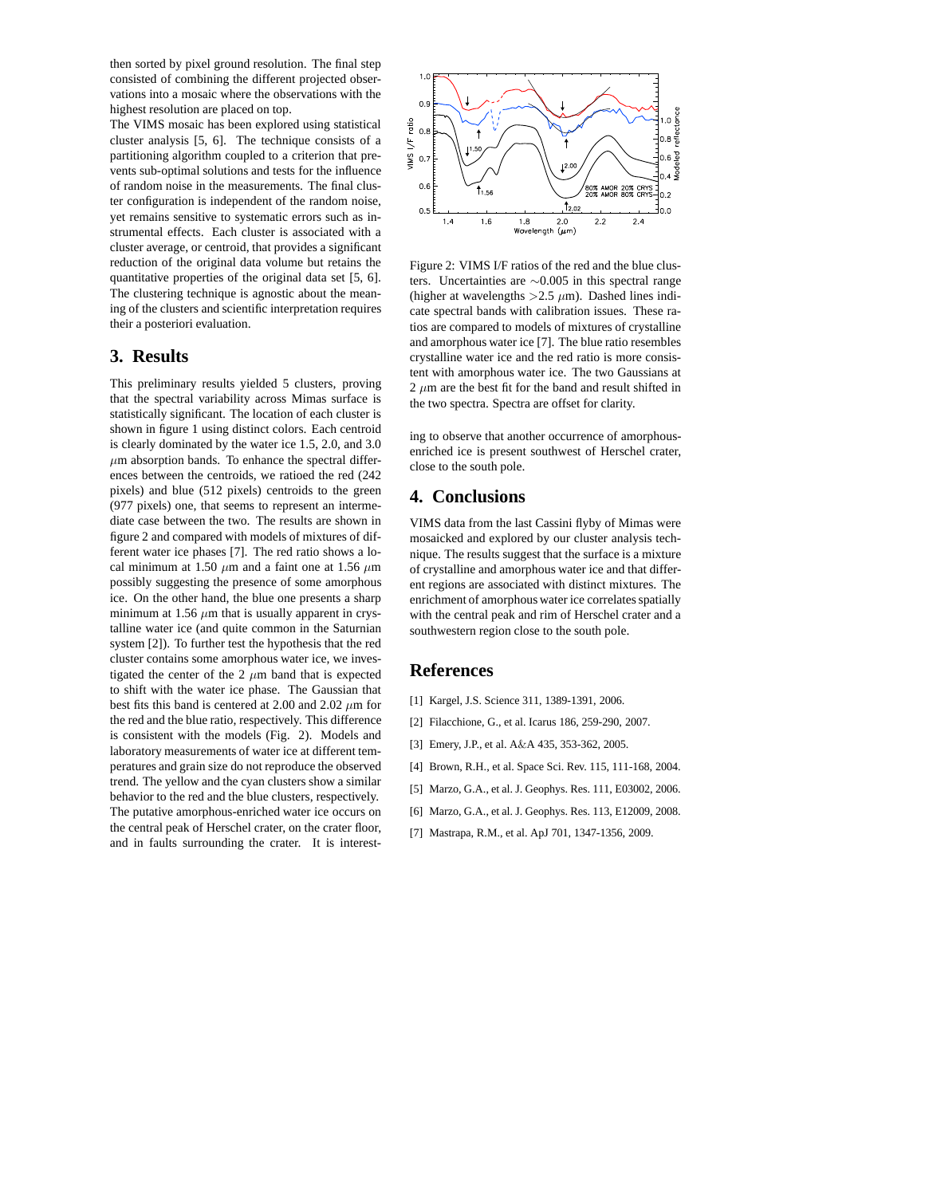then sorted by pixel ground resolution. The final step consisted of combining the different projected observations into a mosaic where the observations with the highest resolution are placed on top.

The VIMS mosaic has been explored using statistical cluster analysis [5, 6]. The technique consists of a partitioning algorithm coupled to a criterion that prevents sub-optimal solutions and tests for the influence of random noise in the measurements. The final cluster configuration is independent of the random noise, yet remains sensitive to systematic errors such as instrumental effects. Each cluster is associated with a cluster average, or centroid, that provides a significant reduction of the original data volume but retains the quantitative properties of the original data set [5, 6]. The clustering technique is agnostic about the meaning of the clusters and scientific interpretation requires their a posteriori evaluation.

## 3. Results

This preliminary results yielded 5 clusters, proving that the spectral variability across Mimas surface is statistically significant. The location of each cluster is shown in figure 1 using distinct colors. Each centroid is clearly dominated by the water ice 1.5, 2.0, and 3.0 $\mu$m absorption bands. To enhance the spectral differences between the centroids, we ratioed the red (242 pixels) and blue (512 pixels) centroids to the green (977 pixels) one, that seems to represent an intermediate case between the two. The results are shown in figure 2 and compared with models of mixtures of different water ice phases [7]. The red ratio shows a local minimum at 1.50 $\mu$m and a faint one at 1.56 $\mu$m possibly suggesting the presence of some amorphous ice. On the other hand, the blue one presents a sharp minimum at 1.56 $\mu$m that is usually apparent in crystalline water ice (and quite common in the Saturnian system [2]). To further test the hypothesis that the red cluster contains some amorphous water ice, we investigated the center of the 2 $\mu$m band that is expected to shift with the water ice phase. The Gaussian that best fits this band is centered at 2.00 and 2.02 $\mu$m for the red and the blue ratio, respectively. This difference is consistent with the models (Fig. 2). Models and laboratory measurements of water ice at different temperatures and grain size do not reproduce the observed trend. The yellow and the cyan clusters show a similar behavior to the red and the blue clusters, respectively. The putative amorphous-enriched water ice occurs on the central peak of Herschel crater, on the crater floor, and in faults surrounding the crater. It is interesting to observe that another occurrence of amorphous-enriched ice is present southwest of Herschel crater, close to the south pole.

VIMS I/F ratio
Modeled reflectance
1.50
1.56
2.00
2.02
80% AMOR 20% CRYS
20% AMOR 80% CRYS
Wavelength ($\mu$m)

Figure 2: VIMS I/F ratios of the red and the blue clusters. Uncertainties are ~0.005 in this spectral range (higher at wavelengths >2.5 $\mu$m). Dashed lines indicate spectral bands with calibration issues. These ratios are compared to models of mixtures of crystalline and amorphous water ice [7]. The blue ratio resembles crystalline water ice and the red ratio is more consistent with amorphous water ice. The two Gaussians at 2 $\mu$m are the best fit for the band and result shifted in the two spectra. Spectra are offset for clarity.

## 4. Conclusions

VIMS data from the last Cassini flyby of Mimas were mosaicked and explored by our cluster analysis technique. The results suggest that the surface is a mixture of crystalline and amorphous water ice and that different regions are associated with distinct mixtures. The enrichment of amorphous water ice correlates spatially with the central peak and rim of Herschel crater and a southwestern region close to the south pole.

## References

[1] Kargel, J.S. Science 311, 1389-1391, 2006.

[2] Filacchione, G., et al. Icarus 186, 259-290, 2007.

[3] Emery, J.P., et al. A&A 435, 353-362, 2005.

[4] Brown, R.H., et al. Space Sci. Rev. 115, 111-168, 2004.

[5] Marzo, G.A., et al. J. Geophys. Res. 111, E03002, 2006.

[6] Marzo, G.A., et al. J. Geophys. Res. 113, E12009, 2008.

[7] Mastrapa, R.M., et al. ApJ 701, 1347-1356, 2009.